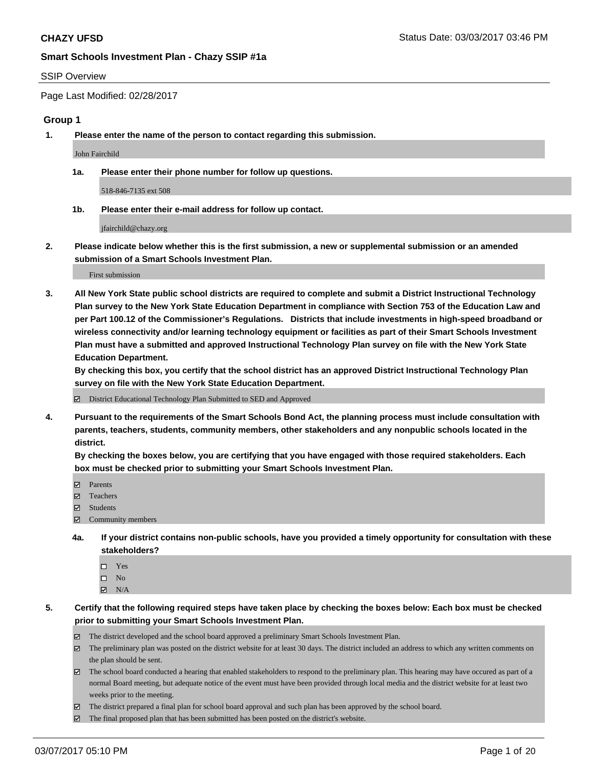**CHAZY UFSD**

**Smart Schools Investment Plan - Chazy SSIP #1a**

SSIP Overview

Page Last Modified: 02/28/2017

## Group 1

**1. Please enter the name of the person to contact regarding this submission.**

John Fairchild

**1a. Please enter their phone number for follow up questions.**

518-846-7135 ext 508

**1b. Please enter their e-mail address for follow up contact.**

jfairchild@chazy.org

**2. Please indicate below whether this is the first submission, a new or supplemental submission or an amended submission of a Smart Schools Investment Plan.**

First submission

**3. All New York State public school districts are required to complete and submit a District Instructional Technology Plan survey to the New York State Education Department in compliance with Section 753 of the Education Law and per Part 100.12 of the Commissioner's Regulations. Districts that include investments in high-speed broadband or wireless connectivity and/or learning technology equipment or facilities as part of their Smart Schools Investment Plan must have a submitted and approved Instructional Technology Plan survey on file with the New York State Education Department.**
**By checking this box, you certify that the school district has an approved District Instructional Technology Plan survey on file with the New York State Education Department.**

- ☑ District Educational Technology Plan Submitted to SED and Approved

**4. Pursuant to the requirements of the Smart Schools Bond Act, the planning process must include consultation with parents, teachers, students, community members, other stakeholders and any nonpublic schools located in the district.**
**By checking the boxes below, you are certifying that you have engaged with those required stakeholders. Each box must be checked prior to submitting your Smart Schools Investment Plan.**

- ☑ Parents
- ☑ Teachers
- ☑ Students
- ☑ Community members

**4a. If your district contains non-public schools, have you provided a timely opportunity for consultation with these stakeholders?**

- ☐ Yes
- ☐ No
- ☑ N/A

**5. Certify that the following required steps have taken place by checking the boxes below: Each box must be checked prior to submitting your Smart Schools Investment Plan.**

- ☑ The district developed and the school board approved a preliminary Smart Schools Investment Plan.
- ☑ The preliminary plan was posted on the district website for at least 30 days. The district included an address to which any written comments on the plan should be sent.
- ☑ The school board conducted a hearing that enabled stakeholders to respond to the preliminary plan. This hearing may have occured as part of a normal Board meeting, but adequate notice of the event must have been provided through local media and the district website for at least two weeks prior to the meeting.
- ☑ The district prepared a final plan for school board approval and such plan has been approved by the school board.
- ☑ The final proposed plan that has been submitted has been posted on the district's website.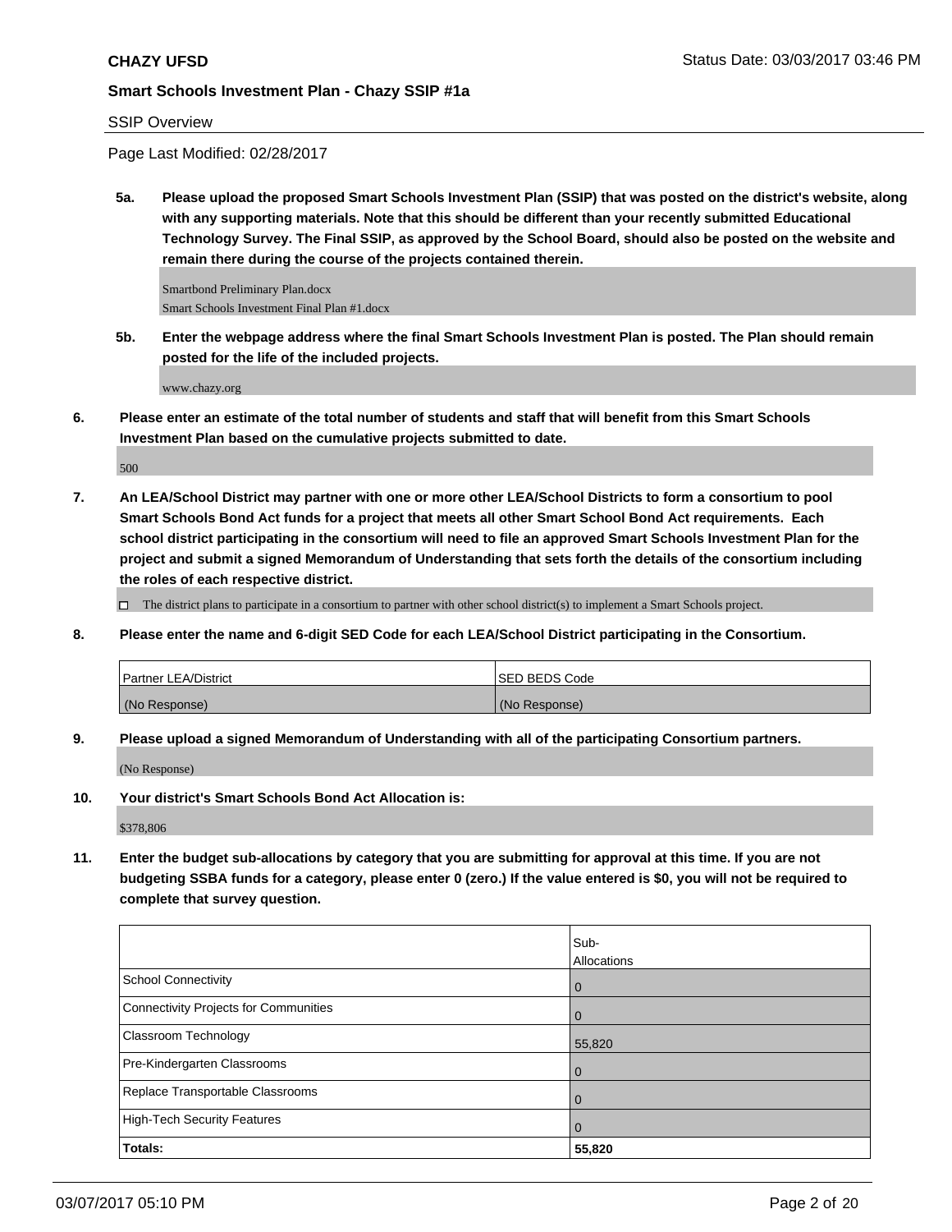**CHAZY UFSD** Status Date: 03/03/2017 03:46 PM

**Smart Schools Investment Plan - Chazy SSIP #1a**

SSIP Overview

Page Last Modified: 02/28/2017

**5a. Please upload the proposed Smart Schools Investment Plan (SSIP) that was posted on the district's website, along with any supporting materials. Note that this should be different than your recently submitted Educational Technology Survey. The Final SSIP, as approved by the School Board, should also be posted on the website and remain there during the course of the projects contained therein.**

Smartbond Preliminary Plan.docx
Smart Schools Investment Final Plan #1.docx

**5b. Enter the webpage address where the final Smart Schools Investment Plan is posted. The Plan should remain posted for the life of the included projects.**

www.chazy.org

**6. Please enter an estimate of the total number of students and staff that will benefit from this Smart Schools Investment Plan based on the cumulative projects submitted to date.**

500

**7. An LEA/School District may partner with one or more other LEA/School Districts to form a consortium to pool Smart Schools Bond Act funds for a project that meets all other Smart School Bond Act requirements. Each school district participating in the consortium will need to file an approved Smart Schools Investment Plan for the project and submit a signed Memorandum of Understanding that sets forth the details of the consortium including the roles of each respective district.**

☐ The district plans to participate in a consortium to partner with other school district(s) to implement a Smart Schools project.

**8. Please enter the name and 6-digit SED Code for each LEA/School District participating in the Consortium.**

| Partner LEA/District | SED BEDS Code |
|---|---|
| (No Response) | (No Response) |

**9. Please upload a signed Memorandum of Understanding with all of the participating Consortium partners.**

(No Response)

**10. Your district's Smart Schools Bond Act Allocation is:**

$378,806

**11. Enter the budget sub-allocations by category that you are submitting for approval at this time. If you are not budgeting SSBA funds for a category, please enter 0 (zero.) If the value entered is $0, you will not be required to complete that survey question.**

| | Sub-Allocations |
|---|---|
| School Connectivity | 0 |
| Connectivity Projects for Communities | 0 |
| Classroom Technology | 55,820 |
| Pre-Kindergarten Classrooms | 0 |
| Replace Transportable Classrooms | 0 |
| High-Tech Security Features | 0 |
| **Totals:** | **55,820** |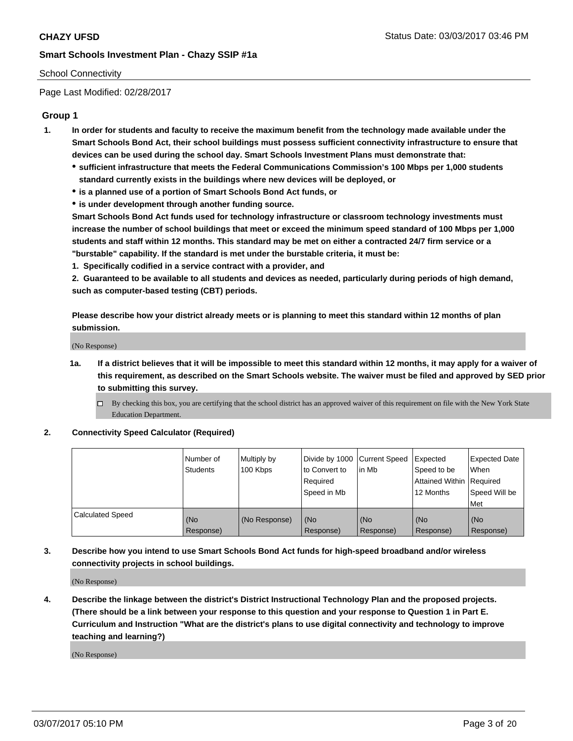School Connectivity

Page Last Modified: 02/28/2017

## Group 1

1. **In order for students and faculty to receive the maximum benefit from the technology made available under the Smart Schools Bond Act, their school buildings must possess sufficient connectivity infrastructure to ensure that devices can be used during the school day. Smart Schools Investment Plans must demonstrate that:**
   - **sufficient infrastructure that meets the Federal Communications Commission's 100 Mbps per 1,000 students standard currently exists in the buildings where new devices will be deployed, or**
   - **is a planned use of a portion of Smart Schools Bond Act funds, or**
   - **is under development through another funding source.**

   **Smart Schools Bond Act funds used for technology infrastructure or classroom technology investments must increase the number of school buildings that meet or exceed the minimum speed standard of 100 Mbps per 1,000 students and staff within 12 months. This standard may be met on either a contracted 24/7 firm service or a "burstable" capability. If the standard is met under the burstable criteria, it must be:**

   **1. Specifically codified in a service contract with a provider, and**

   **2. Guaranteed to be available to all students and devices as needed, particularly during periods of high demand, such as computer-based testing (CBT) periods.**

   **Please describe how your district already meets or is planning to meet this standard within 12 months of plan submission.**

   (No Response)

   1a. **If a district believes that it will be impossible to meet this standard within 12 months, it may apply for a waiver of this requirement, as described on the Smart Schools website. The waiver must be filed and approved by SED prior to submitting this survey.**

   ☐ By checking this box, you are certifying that the school district has an approved waiver of this requirement on file with the New York State Education Department.

2. **Connectivity Speed Calculator (Required)**

| | Number of Students | Multiply by 100 Kbps | Divide by 1000 to Convert to Required Speed in Mb | Current Speed in Mb | Expected Speed to be Attained Within 12 Months | Expected Date When Required Speed Will be Met |
|---|---|---|---|---|---|---|
| Calculated Speed | (No Response) | (No Response) | (No Response) | (No Response) | (No Response) | (No Response) |

3. **Describe how you intend to use Smart Schools Bond Act funds for high-speed broadband and/or wireless connectivity projects in school buildings.**

   (No Response)

4. **Describe the linkage between the district's District Instructional Technology Plan and the proposed projects. (There should be a link between your response to this question and your response to Question 1 in Part E. Curriculum and Instruction "What are the district's plans to use digital connectivity and technology to improve teaching and learning?)**

   (No Response)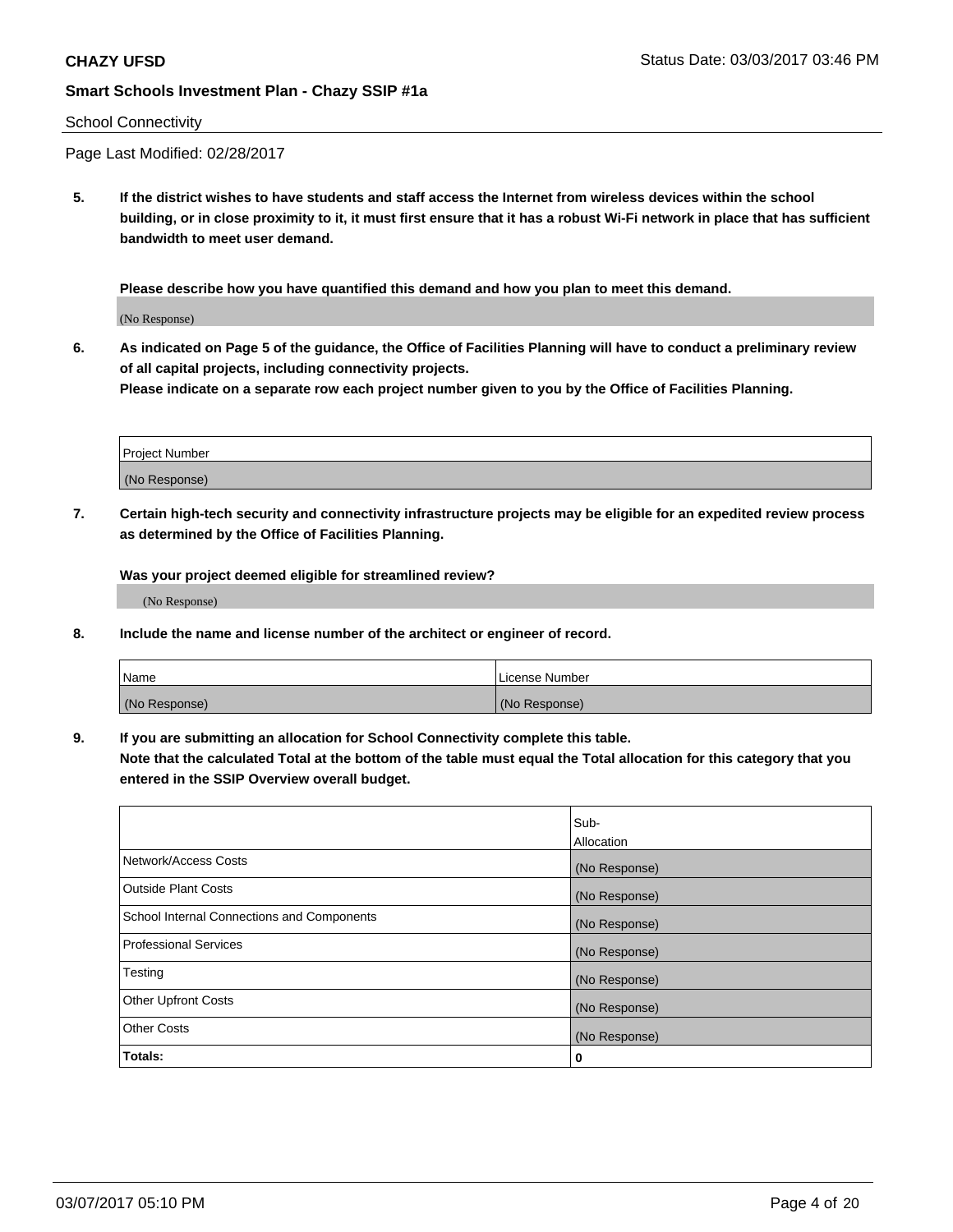School Connectivity

Page Last Modified: 02/28/2017

**5. If the district wishes to have students and staff access the Internet from wireless devices within the school building, or in close proximity to it, it must first ensure that it has a robust Wi-Fi network in place that has sufficient bandwidth to meet user demand.**

**Please describe how you have quantified this demand and how you plan to meet this demand.**

(No Response)

**6. As indicated on Page 5 of the guidance, the Office of Facilities Planning will have to conduct a preliminary review of all capital projects, including connectivity projects.**
**Please indicate on a separate row each project number given to you by the Office of Facilities Planning.**

| Project Number |
| --- |
| (No Response) |

**7. Certain high-tech security and connectivity infrastructure projects may be eligible for an expedited review process as determined by the Office of Facilities Planning.**

**Was your project deemed eligible for streamlined review?**

(No Response)

**8. Include the name and license number of the architect or engineer of record.**

| Name | License Number |
| --- | --- |
| (No Response) | (No Response) |

**9. If you are submitting an allocation for School Connectivity complete this table.**
**Note that the calculated Total at the bottom of the table must equal the Total allocation for this category that you entered in the SSIP Overview overall budget.**

| | Sub-Allocation |
| --- | --- |
| Network/Access Costs | (No Response) |
| Outside Plant Costs | (No Response) |
| School Internal Connections and Components | (No Response) |
| Professional Services | (No Response) |
| Testing | (No Response) |
| Other Upfront Costs | (No Response) |
| Other Costs | (No Response) |
| **Totals:** | **0** |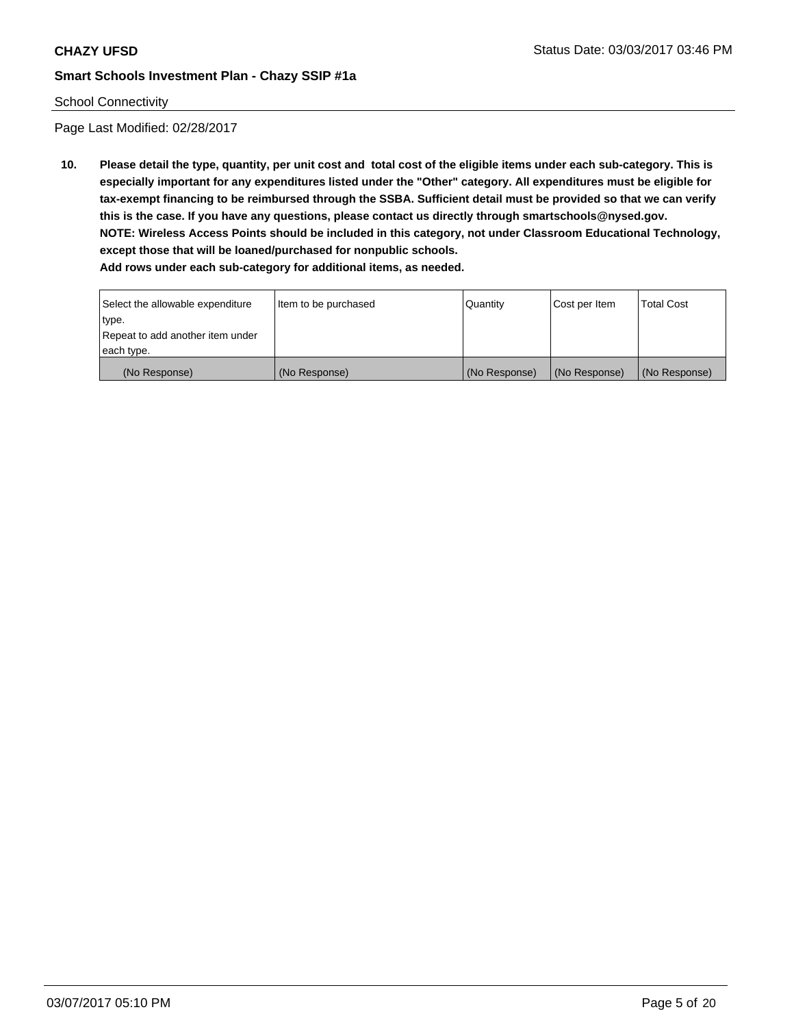School Connectivity

Page Last Modified: 02/28/2017

**10. Please detail the type, quantity, per unit cost and total cost of the eligible items under each sub-category. This is especially important for any expenditures listed under the "Other" category. All expenditures must be eligible for tax-exempt financing to be reimbursed through the SSBA. Sufficient detail must be provided so that we can verify this is the case. If you have any questions, please contact us directly through smartschools@nysed.gov.**
**NOTE: Wireless Access Points should be included in this category, not under Classroom Educational Technology, except those that will be loaned/purchased for nonpublic schools.**
**Add rows under each sub-category for additional items, as needed.**

| Select the allowable expenditure type. Repeat to add another item under each type. | Item to be purchased | Quantity | Cost per Item | Total Cost |
|---|---|---|---|---|
| (No Response) | (No Response) | (No Response) | (No Response) | (No Response) |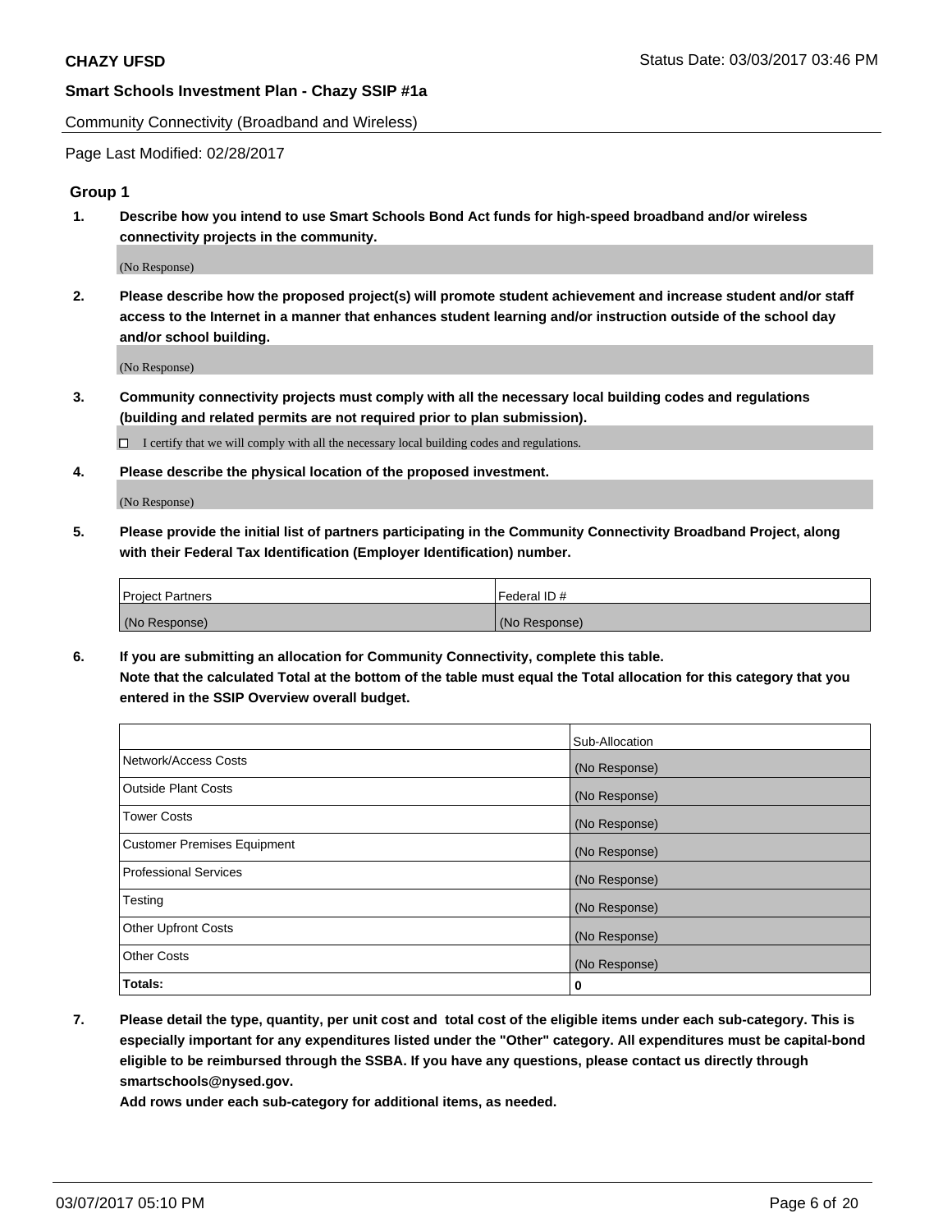Community Connectivity (Broadband and Wireless)

Page Last Modified: 02/28/2017

## Group 1

**1. Describe how you intend to use Smart Schools Bond Act funds for high-speed broadband and/or wireless connectivity projects in the community.**

(No Response)

**2. Please describe how the proposed project(s) will promote student achievement and increase student and/or staff access to the Internet in a manner that enhances student learning and/or instruction outside of the school day and/or school building.**

(No Response)

**3. Community connectivity projects must comply with all the necessary local building codes and regulations (building and related permits are not required prior to plan submission).**

☐ I certify that we will comply with all the necessary local building codes and regulations.

**4. Please describe the physical location of the proposed investment.**

(No Response)

**5. Please provide the initial list of partners participating in the Community Connectivity Broadband Project, along with their Federal Tax Identification (Employer Identification) number.**

| Project Partners | Federal ID # |
|---|---|
| (No Response) | (No Response) |

**6. If you are submitting an allocation for Community Connectivity, complete this table. Note that the calculated Total at the bottom of the table must equal the Total allocation for this category that you entered in the SSIP Overview overall budget.**

| | Sub-Allocation |
|---|---|
| Network/Access Costs | (No Response) |
| Outside Plant Costs | (No Response) |
| Tower Costs | (No Response) |
| Customer Premises Equipment | (No Response) |
| Professional Services | (No Response) |
| Testing | (No Response) |
| Other Upfront Costs | (No Response) |
| Other Costs | (No Response) |
| **Totals:** | **0** |

**7. Please detail the type, quantity, per unit cost and total cost of the eligible items under each sub-category. This is especially important for any expenditures listed under the "Other" category. All expenditures must be capital-bond eligible to be reimbursed through the SSBA. If you have any questions, please contact us directly through smartschools@nysed.gov.**

**Add rows under each sub-category for additional items, as needed.**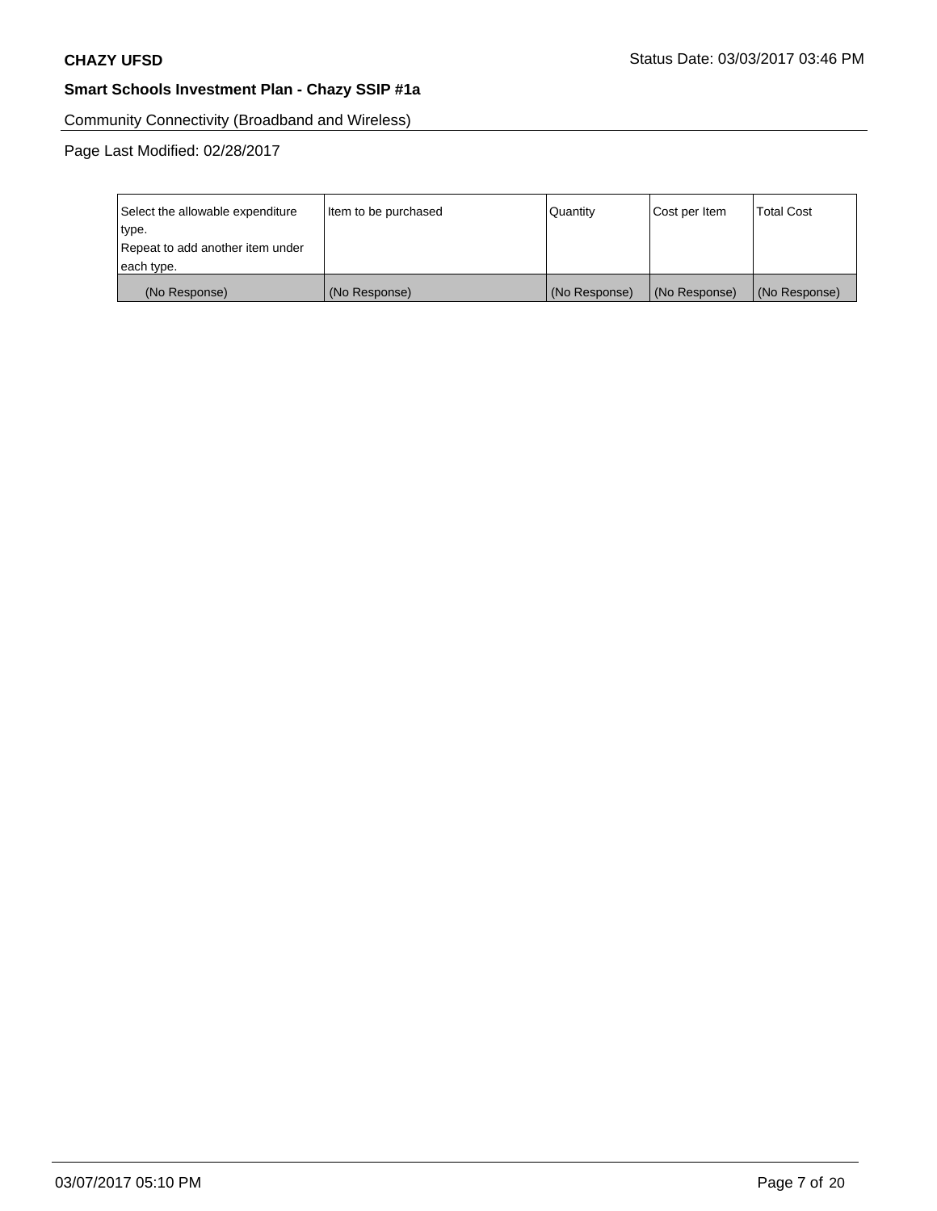Community Connectivity (Broadband and Wireless)

Page Last Modified: 02/28/2017

| Select the allowable expenditure type.<br>Repeat to add another item under each type. | Item to be purchased | Quantity | Cost per Item | Total Cost |
|---|---|---|---|---|
| (No Response) | (No Response) | (No Response) | (No Response) | (No Response) |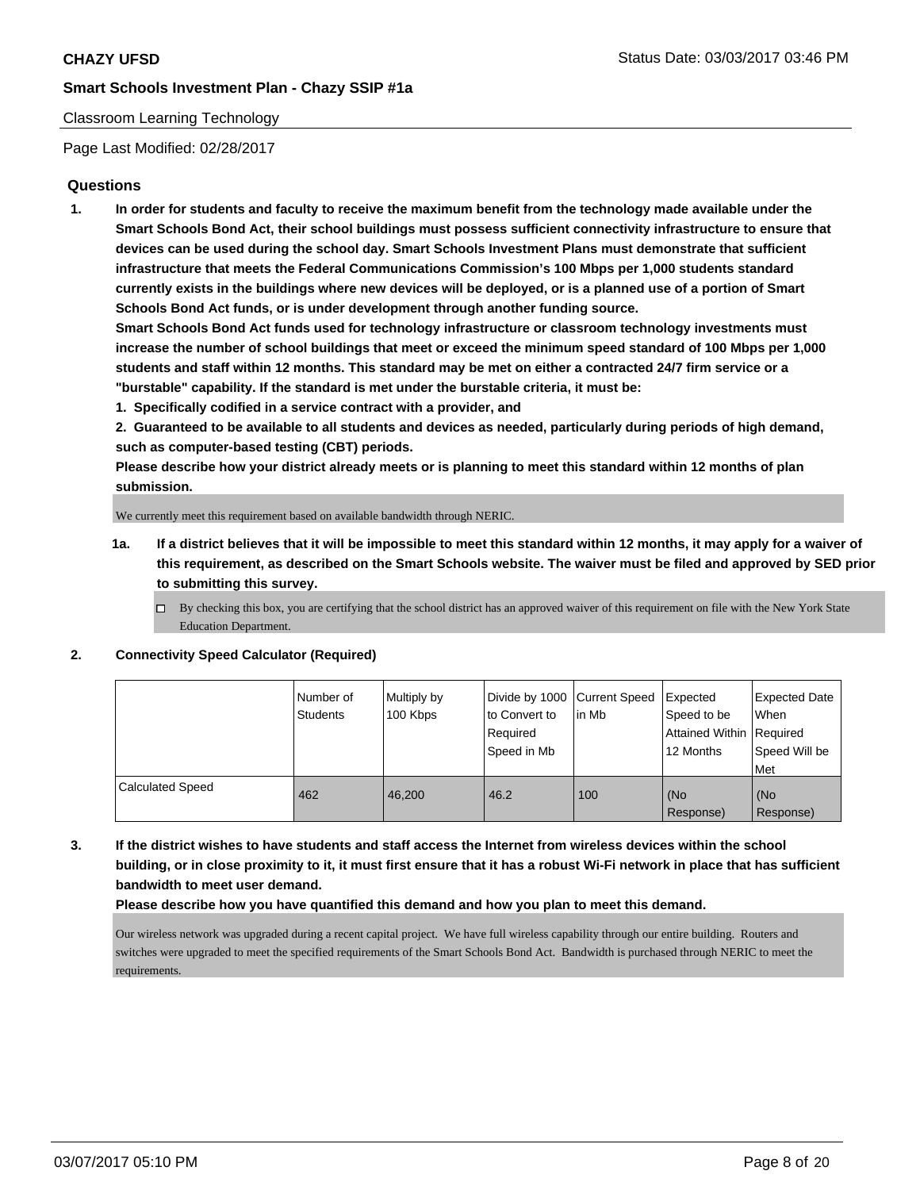Classroom Learning Technology

Page Last Modified: 02/28/2017

## Questions

1. **In order for students and faculty to receive the maximum benefit from the technology made available under the Smart Schools Bond Act, their school buildings must possess sufficient connectivity infrastructure to ensure that devices can be used during the school day. Smart Schools Investment Plans must demonstrate that sufficient infrastructure that meets the Federal Communications Commission's 100 Mbps per 1,000 students standard currently exists in the buildings where new devices will be deployed, or is a planned use of a portion of Smart Schools Bond Act funds, or is under development through another funding source.**
   **Smart Schools Bond Act funds used for technology infrastructure or classroom technology investments must increase the number of school buildings that meet or exceed the minimum speed standard of 100 Mbps per 1,000 students and staff within 12 months. This standard may be met on either a contracted 24/7 firm service or a "burstable" capability. If the standard is met under the burstable criteria, it must be:**
   **1. Specifically codified in a service contract with a provider, and**
   **2. Guaranteed to be available to all students and devices as needed, particularly during periods of high demand, such as computer-based testing (CBT) periods.**
   **Please describe how your district already meets or is planning to meet this standard within 12 months of plan submission.**

   We currently meet this requirement based on available bandwidth through NERIC.

   **1a. If a district believes that it will be impossible to meet this standard within 12 months, it may apply for a waiver of this requirement, as described on the Smart Schools website. The waiver must be filed and approved by SED prior to submitting this survey.**

   ☐ By checking this box, you are certifying that the school district has an approved waiver of this requirement on file with the New York State Education Department.

2. **Connectivity Speed Calculator (Required)**

| | Number of Students | Multiply by 100 Kbps | Divide by 1000 to Convert to Required Speed in Mb | Current Speed in Mb | Expected Speed to be Attained Within 12 Months | Expected Date When Required Speed Will be Met |
|---|---|---|---|---|---|---|
| Calculated Speed | 462 | 46,200 | 46.2 | 100 | (No Response) | (No Response) |

3. **If the district wishes to have students and staff access the Internet from wireless devices within the school building, or in close proximity to it, it must first ensure that it has a robust Wi-Fi network in place that has sufficient bandwidth to meet user demand.**
   **Please describe how you have quantified this demand and how you plan to meet this demand.**

   Our wireless network was upgraded during a recent capital project. We have full wireless capability through our entire building. Routers and switches were upgraded to meet the specified requirements of the Smart Schools Bond Act. Bandwidth is purchased through NERIC to meet the requirements.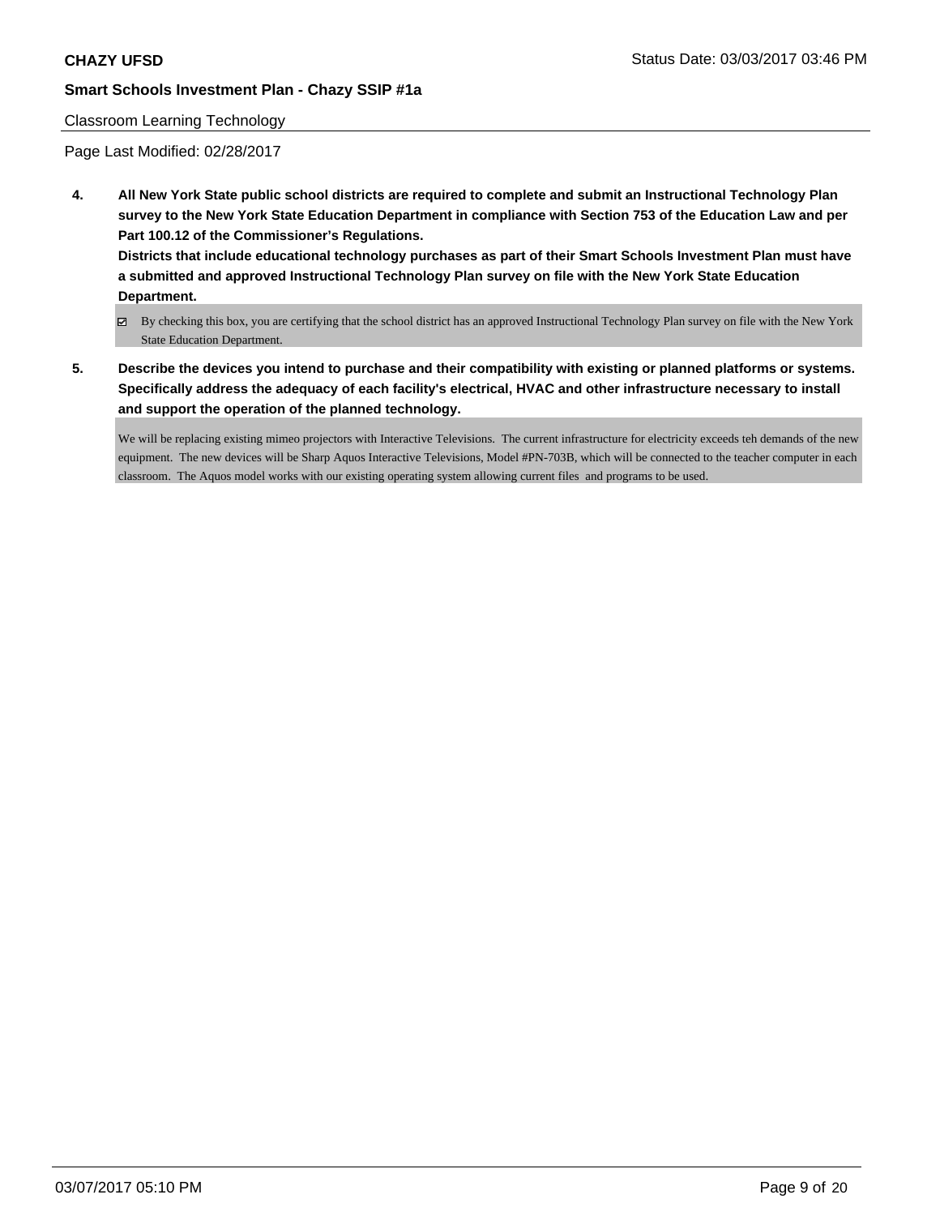**CHAZY UFSD**

**Smart Schools Investment Plan - Chazy SSIP #1a**

Classroom Learning Technology

Page Last Modified: 02/28/2017

**4. All New York State public school districts are required to complete and submit an Instructional Technology Plan survey to the New York State Education Department in compliance with Section 753 of the Education Law and per Part 100.12 of the Commissioner's Regulations.**
**Districts that include educational technology purchases as part of their Smart Schools Investment Plan must have a submitted and approved Instructional Technology Plan survey on file with the New York State Education Department.**

- [x] By checking this box, you are certifying that the school district has an approved Instructional Technology Plan survey on file with the New York State Education Department.

**5. Describe the devices you intend to purchase and their compatibility with existing or planned platforms or systems. Specifically address the adequacy of each facility's electrical, HVAC and other infrastructure necessary to install and support the operation of the planned technology.**

We will be replacing existing mimeo projectors with Interactive Televisions. The current infrastructure for electricity exceeds teh demands of the new equipment. The new devices will be Sharp Aquos Interactive Televisions, Model #PN-703B, which will be connected to the teacher computer in each classroom. The Aquos model works with our existing operating system allowing current files and programs to be used.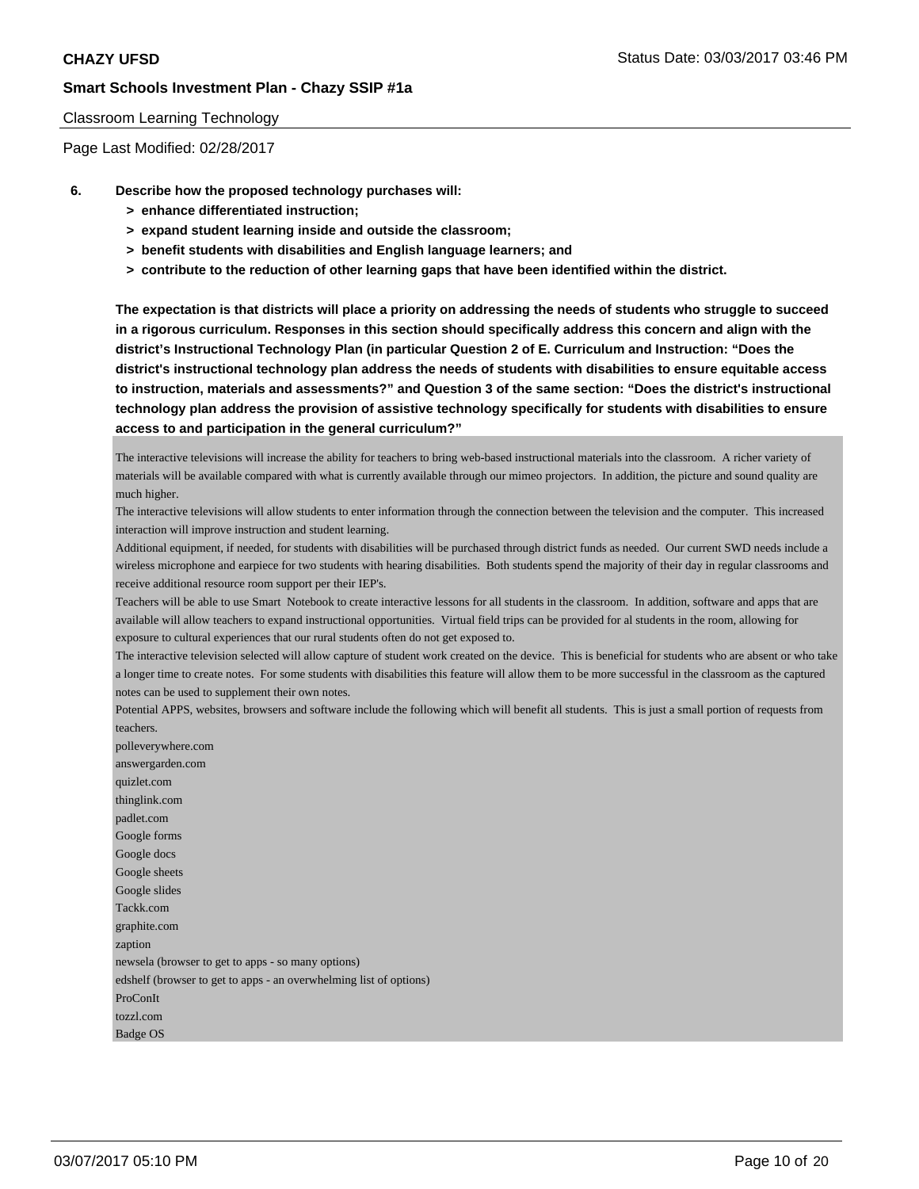Classroom Learning Technology

Page Last Modified: 02/28/2017

**6. Describe how the proposed technology purchases will:**

- **> enhance differentiated instruction;**
- **> expand student learning inside and outside the classroom;**
- **> benefit students with disabilities and English language learners; and**
- **> contribute to the reduction of other learning gaps that have been identified within the district.**

**The expectation is that districts will place a priority on addressing the needs of students who struggle to succeed in a rigorous curriculum. Responses in this section should specifically address this concern and align with the district's Instructional Technology Plan (in particular Question 2 of E. Curriculum and Instruction: "Does the district's instructional technology plan address the needs of students with disabilities to ensure equitable access to instruction, materials and assessments?" and Question 3 of the same section: "Does the district's instructional technology plan address the provision of assistive technology specifically for students with disabilities to ensure access to and participation in the general curriculum?"**

The interactive televisions will increase the ability for teachers to bring web-based instructional materials into the classroom. A richer variety of materials will be available compared with what is currently available through our mimeo projectors. In addition, the picture and sound quality are much higher.

The interactive televisions will allow students to enter information through the connection between the television and the computer. This increased interaction will improve instruction and student learning.

Additional equipment, if needed, for students with disabilities will be purchased through district funds as needed. Our current SWD needs include a wireless microphone and earpiece for two students with hearing disabilities. Both students spend the majority of their day in regular classrooms and receive additional resource room support per their IEP's.

Teachers will be able to use Smart Notebook to create interactive lessons for all students in the classroom. In addition, software and apps that are available will allow teachers to expand instructional opportunities. Virtual field trips can be provided for al students in the room, allowing for exposure to cultural experiences that our rural students often do not get exposed to.

The interactive television selected will allow capture of student work created on the device. This is beneficial for students who are absent or who take a longer time to create notes. For some students with disabilities this feature will allow them to be more successful in the classroom as the captured notes can be used to supplement their own notes.

Potential APPS, websites, browsers and software include the following which will benefit all students. This is just a small portion of requests from teachers.

polleverywhere.com
answergarden.com
quizlet.com
thinglink.com
padlet.com
Google forms
Google docs
Google sheets
Google slides
Tackk.com
graphite.com
zaption
newsela (browser to get to apps - so many options)
edshelf (browser to get to apps - an overwhelming list of options)
ProConIt
tozzl.com
Badge OS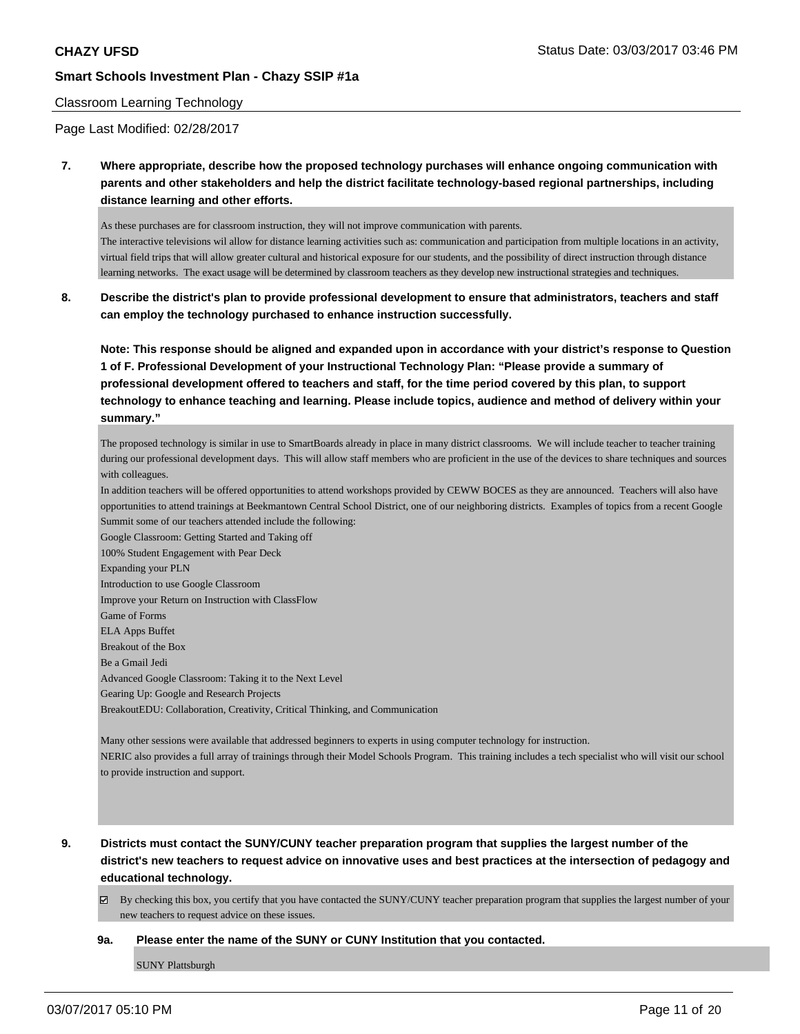Classroom Learning Technology

Page Last Modified: 02/28/2017

**7. Where appropriate, describe how the proposed technology purchases will enhance ongoing communication with parents and other stakeholders and help the district facilitate technology-based regional partnerships, including distance learning and other efforts.**

As these purchases are for classroom instruction, they will not improve communication with parents.
The interactive televisions wil allow for distance learning activities such as: communication and participation from multiple locations in an activity, virtual field trips that will allow greater cultural and historical exposure for our students, and the possibility of direct instruction through distance learning networks. The exact usage will be determined by classroom teachers as they develop new instructional strategies and techniques.

**8. Describe the district's plan to provide professional development to ensure that administrators, teachers and staff can employ the technology purchased to enhance instruction successfully.**

**Note: This response should be aligned and expanded upon in accordance with your district's response to Question 1 of F. Professional Development of your Instructional Technology Plan: "Please provide a summary of professional development offered to teachers and staff, for the time period covered by this plan, to support technology to enhance teaching and learning. Please include topics, audience and method of delivery within your summary."**

The proposed technology is similar in use to SmartBoards already in place in many district classrooms. We will include teacher to teacher training during our professional development days. This will allow staff members who are proficient in the use of the devices to share techniques and sources with colleagues.
In addition teachers will be offered opportunities to attend workshops provided by CEWW BOCES as they are announced. Teachers will also have opportunities to attend trainings at Beekmantown Central School District, one of our neighboring districts. Examples of topics from a recent Google Summit some of our teachers attended include the following:
Google Classroom: Getting Started and Taking off
100% Student Engagement with Pear Deck
Expanding your PLN
Introduction to use Google Classroom
Improve your Return on Instruction with ClassFlow
Game of Forms
ELA Apps Buffet
Breakout of the Box
Be a Gmail Jedi
Advanced Google Classroom: Taking it to the Next Level
Gearing Up: Google and Research Projects
BreakoutEDU: Collaboration, Creativity, Critical Thinking, and Communication

Many other sessions were available that addressed beginners to experts in using computer technology for instruction.
NERIC also provides a full array of trainings through their Model Schools Program. This training includes a tech specialist who will visit our school to provide instruction and support.

**9. Districts must contact the SUNY/CUNY teacher preparation program that supplies the largest number of the district's new teachers to request advice on innovative uses and best practices at the intersection of pedagogy and educational technology.**

☑ By checking this box, you certify that you have contacted the SUNY/CUNY teacher preparation program that supplies the largest number of your new teachers to request advice on these issues.

**9a. Please enter the name of the SUNY or CUNY Institution that you contacted.**

SUNY Plattsburgh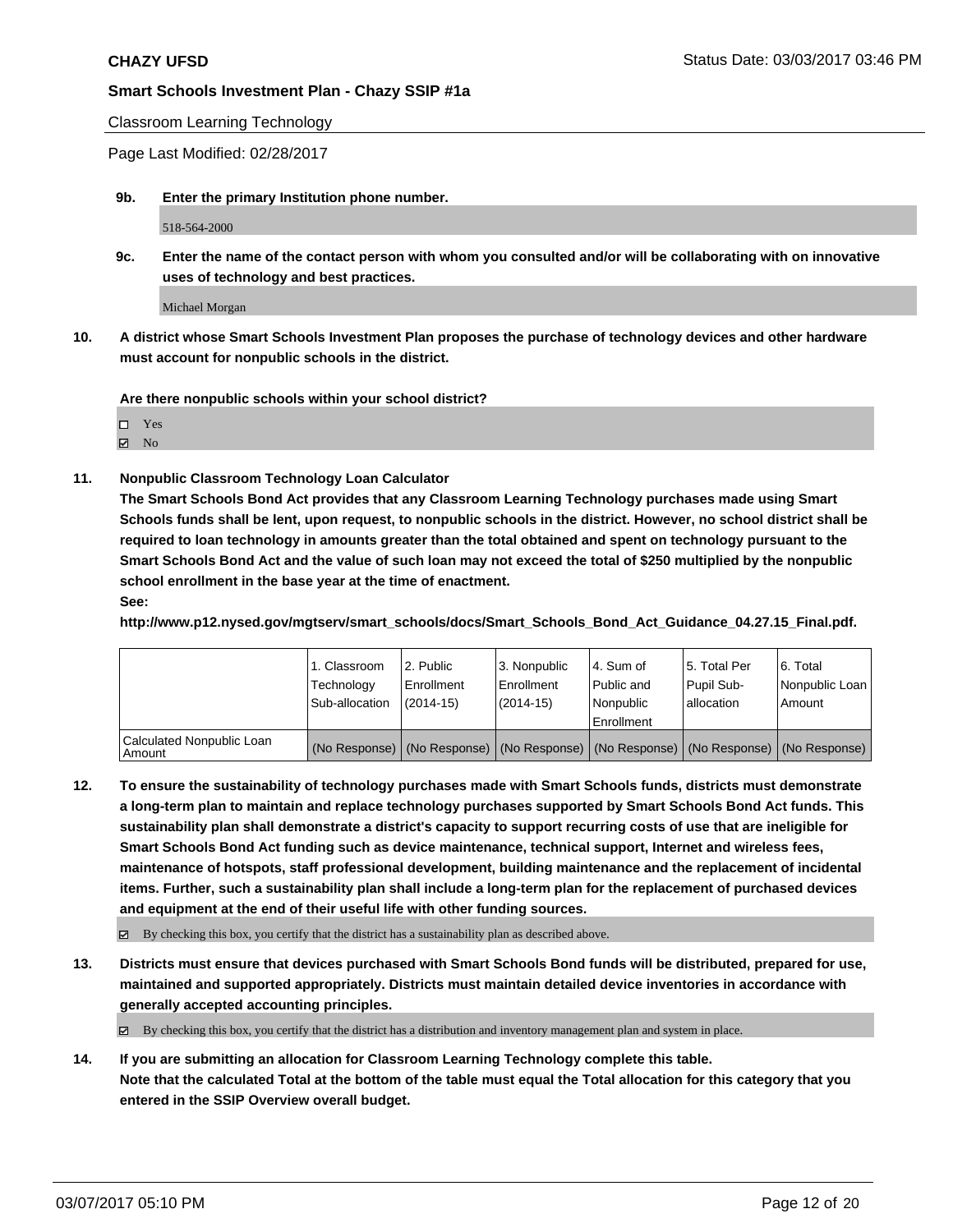**CHAZY UFSD** Status Date: 03/03/2017 03:46 PM

**Smart Schools Investment Plan - Chazy SSIP #1a**

Classroom Learning Technology

Page Last Modified: 02/28/2017

**9b. Enter the primary Institution phone number.**

518-564-2000

**9c. Enter the name of the contact person with whom you consulted and/or will be collaborating with on innovative uses of technology and best practices.**

Michael Morgan

**10. A district whose Smart Schools Investment Plan proposes the purchase of technology devices and other hardware must account for nonpublic schools in the district.**

**Are there nonpublic schools within your school district?**

- ☐ Yes
- ☑ No

**11. Nonpublic Classroom Technology Loan Calculator**

**The Smart Schools Bond Act provides that any Classroom Learning Technology purchases made using Smart Schools funds shall be lent, upon request, to nonpublic schools in the district. However, no school district shall be required to loan technology in amounts greater than the total obtained and spent on technology pursuant to the Smart Schools Bond Act and the value of such loan may not exceed the total of $250 multiplied by the nonpublic school enrollment in the base year at the time of enactment.**

**See:**

**http://www.p12.nysed.gov/mgtserv/smart_schools/docs/Smart_Schools_Bond_Act_Guidance_04.27.15_Final.pdf.**

| | 1. Classroom Technology Sub-allocation | 2. Public Enrollment (2014-15) | 3. Nonpublic Enrollment (2014-15) | 4. Sum of Public and Nonpublic Enrollment | 5. Total Per Pupil Sub-allocation | 6. Total Nonpublic Loan Amount |
|---|---|---|---|---|---|---|
| Calculated Nonpublic Loan Amount | (No Response) | (No Response) | (No Response) | (No Response) | (No Response) | (No Response) |

**12. To ensure the sustainability of technology purchases made with Smart Schools funds, districts must demonstrate a long-term plan to maintain and replace technology purchases supported by Smart Schools Bond Act funds. This sustainability plan shall demonstrate a district's capacity to support recurring costs of use that are ineligible for Smart Schools Bond Act funding such as device maintenance, technical support, Internet and wireless fees, maintenance of hotspots, staff professional development, building maintenance and the replacement of incidental items. Further, such a sustainability plan shall include a long-term plan for the replacement of purchased devices and equipment at the end of their useful life with other funding sources.**

☑ By checking this box, you certify that the district has a sustainability plan as described above.

**13. Districts must ensure that devices purchased with Smart Schools Bond funds will be distributed, prepared for use, maintained and supported appropriately. Districts must maintain detailed device inventories in accordance with generally accepted accounting principles.**

☑ By checking this box, you certify that the district has a distribution and inventory management plan and system in place.

**14. If you are submitting an allocation for Classroom Learning Technology complete this table.**
**Note that the calculated Total at the bottom of the table must equal the Total allocation for this category that you entered in the SSIP Overview overall budget.**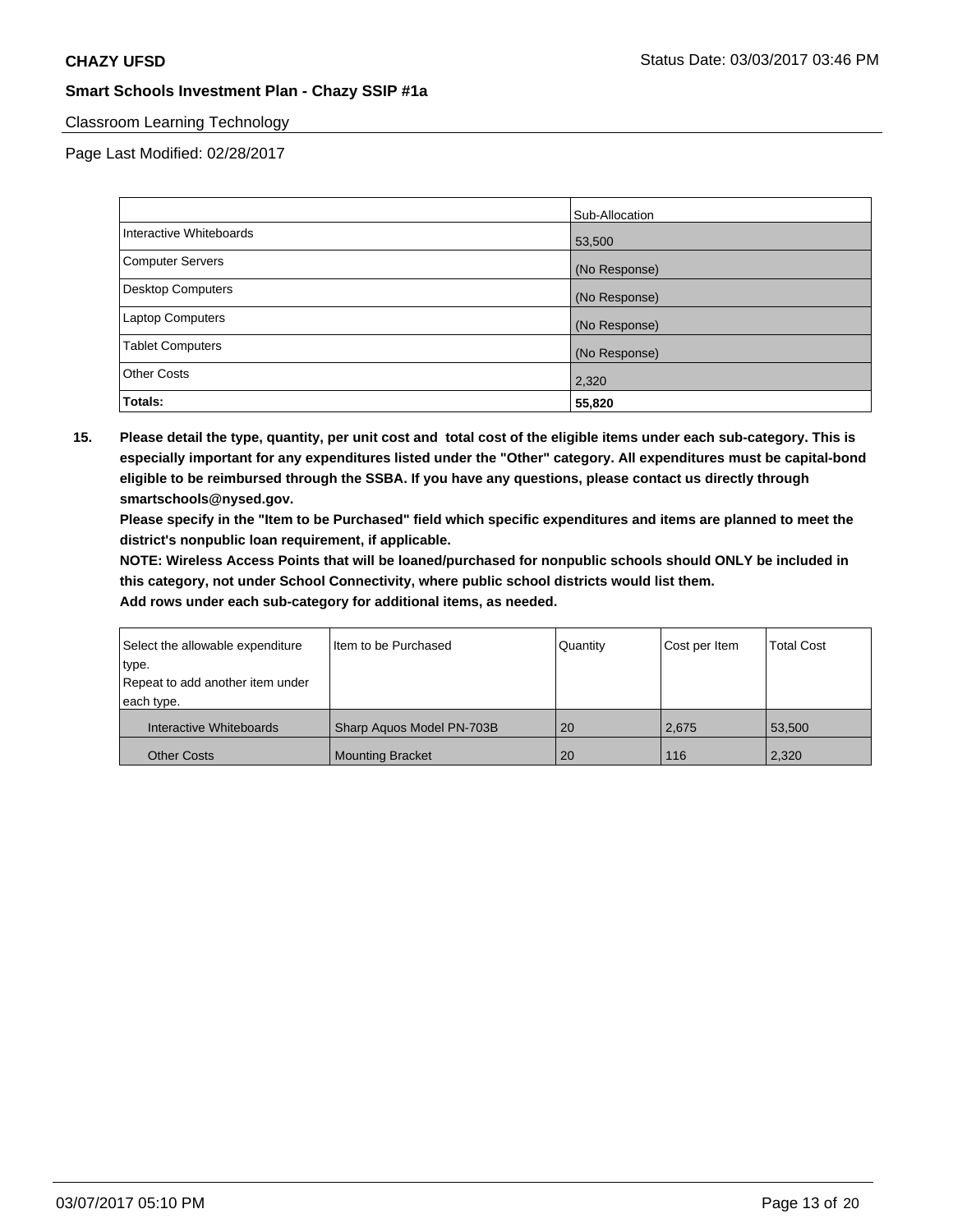Classroom Learning Technology

Page Last Modified: 02/28/2017

| | Sub-Allocation |
|---|---|
| Interactive Whiteboards | 53,500 |
| Computer Servers | (No Response) |
| Desktop Computers | (No Response) |
| Laptop Computers | (No Response) |
| Tablet Computers | (No Response) |
| Other Costs | 2,320 |
| **Totals:** | **55,820** |

**15. Please detail the type, quantity, per unit cost and total cost of the eligible items under each sub-category. This is especially important for any expenditures listed under the "Other" category. All expenditures must be capital-bond eligible to be reimbursed through the SSBA. If you have any questions, please contact us directly through smartschools@nysed.gov.**

**Please specify in the "Item to be Purchased" field which specific expenditures and items are planned to meet the district's nonpublic loan requirement, if applicable.**

**NOTE: Wireless Access Points that will be loaned/purchased for nonpublic schools should ONLY be included in this category, not under School Connectivity, where public school districts would list them.**

**Add rows under each sub-category for additional items, as needed.**

| Select the allowable expenditure type. Repeat to add another item under each type. | Item to be Purchased | Quantity | Cost per Item | Total Cost |
|---|---|---|---|---|
| Interactive Whiteboards | Sharp Aquos Model PN-703B | 20 | 2,675 | 53,500 |
| Other Costs | Mounting Bracket | 20 | 116 | 2,320 |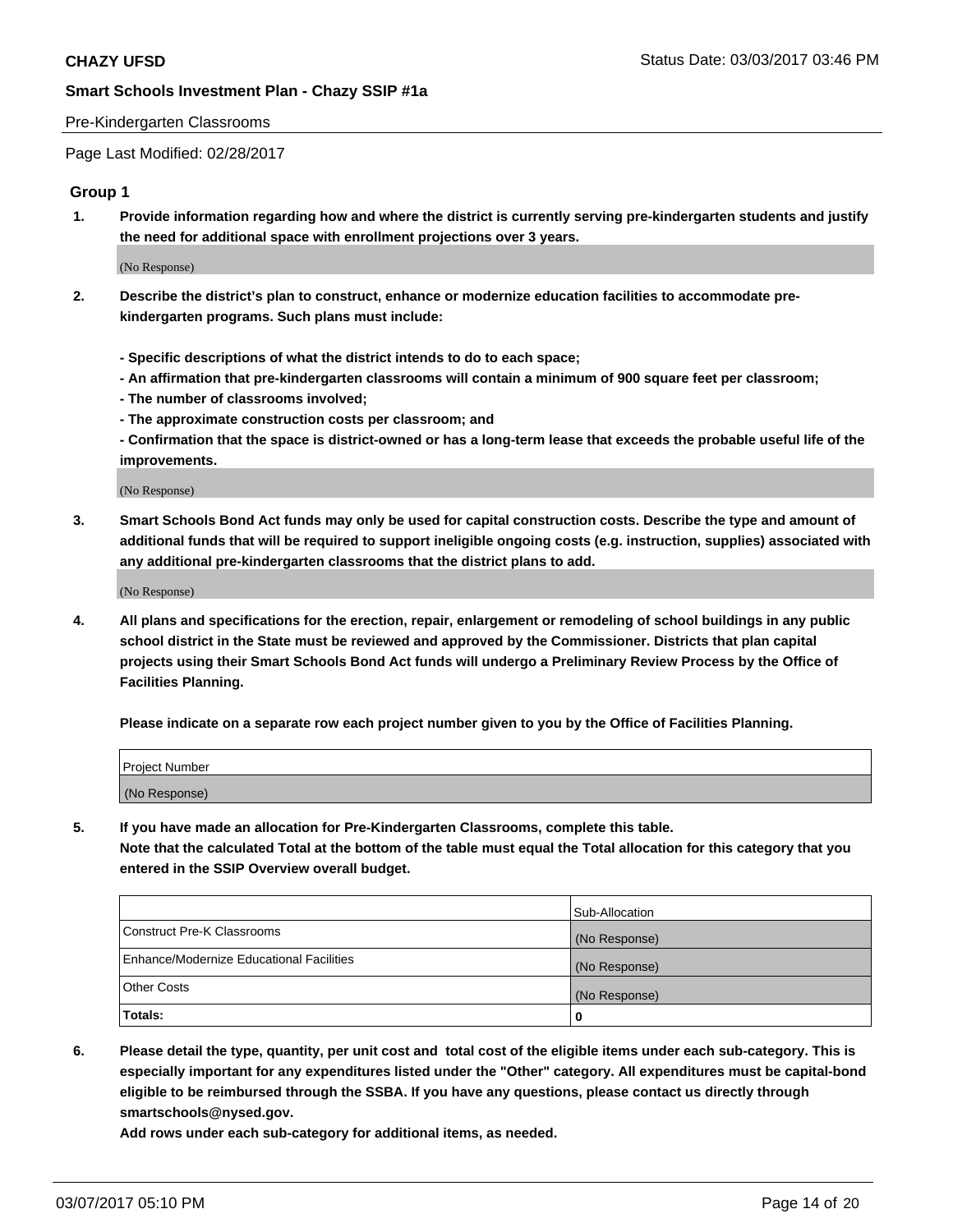Pre-Kindergarten Classrooms

Page Last Modified: 02/28/2017

## Group 1

1. **Provide information regarding how and where the district is currently serving pre-kindergarten students and justify the need for additional space with enrollment projections over 3 years.**

   (No Response)

2. **Describe the district's plan to construct, enhance or modernize education facilities to accommodate pre-kindergarten programs. Such plans must include:**

   **- Specific descriptions of what the district intends to do to each space;**
   **- An affirmation that pre-kindergarten classrooms will contain a minimum of 900 square feet per classroom;**
   **- The number of classrooms involved;**
   **- The approximate construction costs per classroom; and**
   **- Confirmation that the space is district-owned or has a long-term lease that exceeds the probable useful life of the improvements.**

   (No Response)

3. **Smart Schools Bond Act funds may only be used for capital construction costs. Describe the type and amount of additional funds that will be required to support ineligible ongoing costs (e.g. instruction, supplies) associated with any additional pre-kindergarten classrooms that the district plans to add.**

   (No Response)

4. **All plans and specifications for the erection, repair, enlargement or remodeling of school buildings in any public school district in the State must be reviewed and approved by the Commissioner. Districts that plan capital projects using their Smart Schools Bond Act funds will undergo a Preliminary Review Process by the Office of Facilities Planning.**

   **Please indicate on a separate row each project number given to you by the Office of Facilities Planning.**

| Project Number |
|---|
| (No Response) |

5. **If you have made an allocation for Pre-Kindergarten Classrooms, complete this table.**
   **Note that the calculated Total at the bottom of the table must equal the Total allocation for this category that you entered in the SSIP Overview overall budget.**

| | Sub-Allocation |
|---|---|
| Construct Pre-K Classrooms | (No Response) |
| Enhance/Modernize Educational Facilities | (No Response) |
| Other Costs | (No Response) |
| **Totals:** | **0** |

6. **Please detail the type, quantity, per unit cost and total cost of the eligible items under each sub-category. This is especially important for any expenditures listed under the "Other" category. All expenditures must be capital-bond eligible to be reimbursed through the SSBA. If you have any questions, please contact us directly through smartschools@nysed.gov.**

   **Add rows under each sub-category for additional items, as needed.**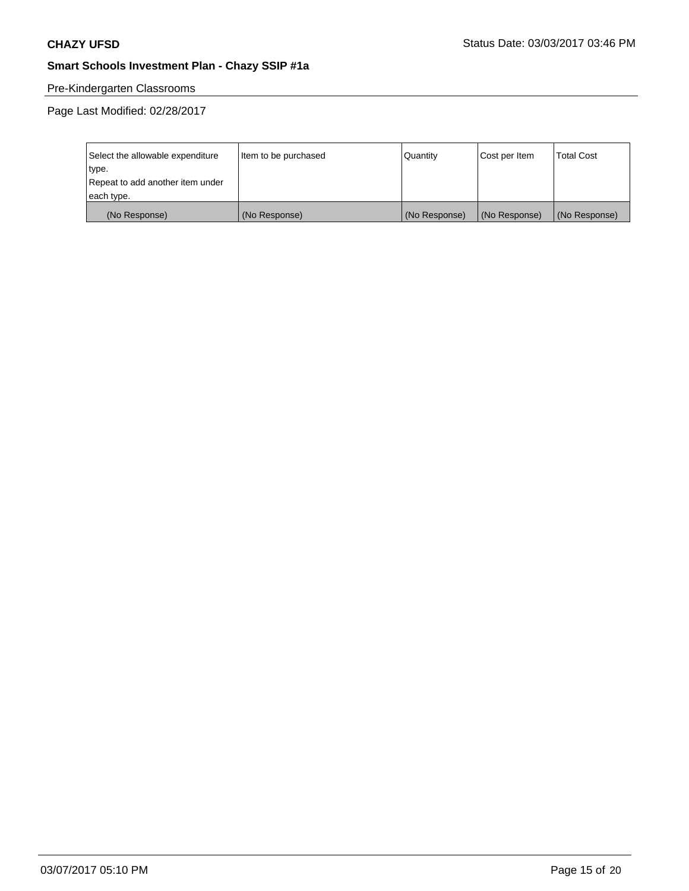Pre-Kindergarten Classrooms

Page Last Modified: 02/28/2017

| Select the allowable expenditure type. Repeat to add another item under each type. | Item to be purchased | Quantity | Cost per Item | Total Cost |
|---|---|---|---|---|
| (No Response) | (No Response) | (No Response) | (No Response) | (No Response) |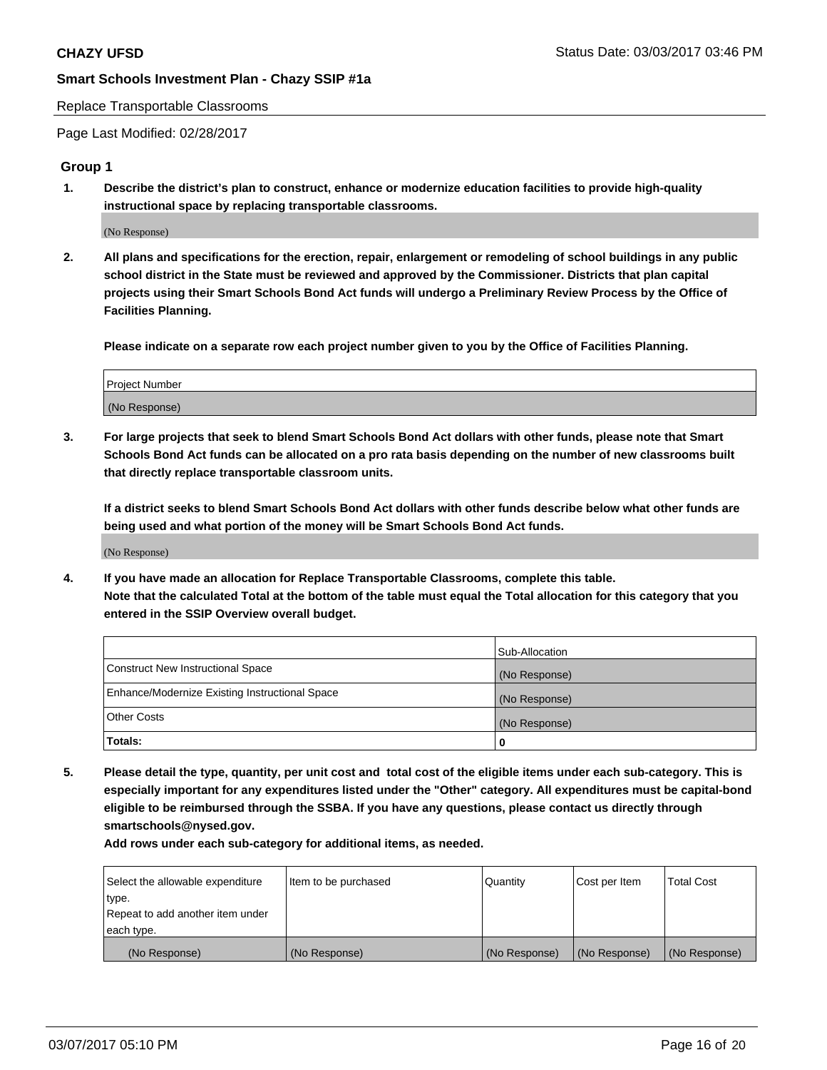Replace Transportable Classrooms

Page Last Modified: 02/28/2017

## Group 1

**1. Describe the district's plan to construct, enhance or modernize education facilities to provide high-quality instructional space by replacing transportable classrooms.**

(No Response)

**2. All plans and specifications for the erection, repair, enlargement or remodeling of school buildings in any public school district in the State must be reviewed and approved by the Commissioner. Districts that plan capital projects using their Smart Schools Bond Act funds will undergo a Preliminary Review Process by the Office of Facilities Planning.**

**Please indicate on a separate row each project number given to you by the Office of Facilities Planning.**

| Project Number |
|---|
| (No Response) |

**3. For large projects that seek to blend Smart Schools Bond Act dollars with other funds, please note that Smart Schools Bond Act funds can be allocated on a pro rata basis depending on the number of new classrooms built that directly replace transportable classroom units.**

**If a district seeks to blend Smart Schools Bond Act dollars with other funds describe below what other funds are being used and what portion of the money will be Smart Schools Bond Act funds.**

(No Response)

**4. If you have made an allocation for Replace Transportable Classrooms, complete this table. Note that the calculated Total at the bottom of the table must equal the Total allocation for this category that you entered in the SSIP Overview overall budget.**

| | Sub-Allocation |
|---|---|
| Construct New Instructional Space | (No Response) |
| Enhance/Modernize Existing Instructional Space | (No Response) |
| Other Costs | (No Response) |
| **Totals:** | **0** |

**5. Please detail the type, quantity, per unit cost and total cost of the eligible items under each sub-category. This is especially important for any expenditures listed under the "Other" category. All expenditures must be capital-bond eligible to be reimbursed through the SSBA. If you have any questions, please contact us directly through smartschools@nysed.gov.**

**Add rows under each sub-category for additional items, as needed.**

| Select the allowable expenditure type. Repeat to add another item under each type. | Item to be purchased | Quantity | Cost per Item | Total Cost |
|---|---|---|---|---|
| (No Response) | (No Response) | (No Response) | (No Response) | (No Response) |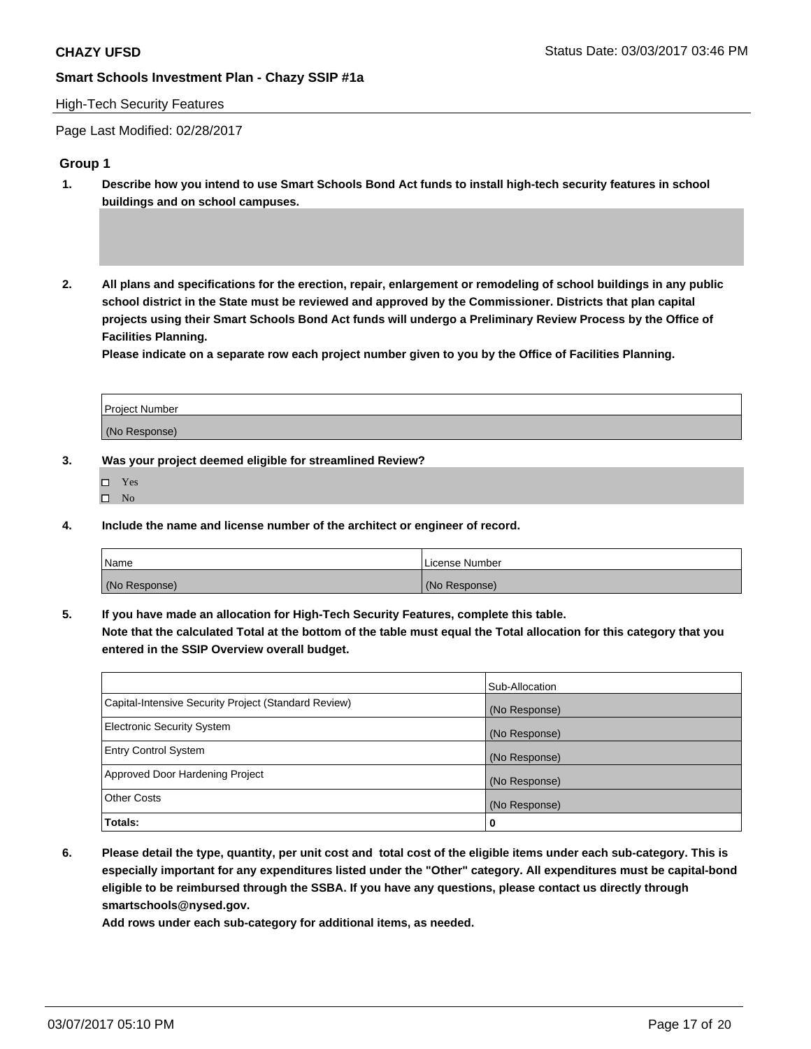**CHAZY UFSD** Status Date: 03/03/2017 03:46 PM

**Smart Schools Investment Plan - Chazy SSIP #1a**

High-Tech Security Features

Page Last Modified: 02/28/2017

### Group 1

1. **Describe how you intend to use Smart Schools Bond Act funds to install high-tech security features in school buildings and on school campuses.**

2. **All plans and specifications for the erection, repair, enlargement or remodeling of school buildings in any public school district in the State must be reviewed and approved by the Commissioner. Districts that plan capital projects using their Smart Schools Bond Act funds will undergo a Preliminary Review Process by the Office of Facilities Planning.**
   **Please indicate on a separate row each project number given to you by the Office of Facilities Planning.**

| Project Number |
|---|
| (No Response) |

3. **Was your project deemed eligible for streamlined Review?**
   - ☐ Yes
   - ☐ No

4. **Include the name and license number of the architect or engineer of record.**

| Name | License Number |
|---|---|
| (No Response) | (No Response) |

5. **If you have made an allocation for High-Tech Security Features, complete this table.**
   **Note that the calculated Total at the bottom of the table must equal the Total allocation for this category that you entered in the SSIP Overview overall budget.**

| | Sub-Allocation |
|---|---|
| Capital-Intensive Security Project (Standard Review) | (No Response) |
| Electronic Security System | (No Response) |
| Entry Control System | (No Response) |
| Approved Door Hardening Project | (No Response) |
| Other Costs | (No Response) |
| **Totals:** | **0** |

6. **Please detail the type, quantity, per unit cost and total cost of the eligible items under each sub-category. This is especially important for any expenditures listed under the "Other" category. All expenditures must be capital-bond eligible to be reimbursed through the SSBA. If you have any questions, please contact us directly through smartschools@nysed.gov.**
   **Add rows under each sub-category for additional items, as needed.**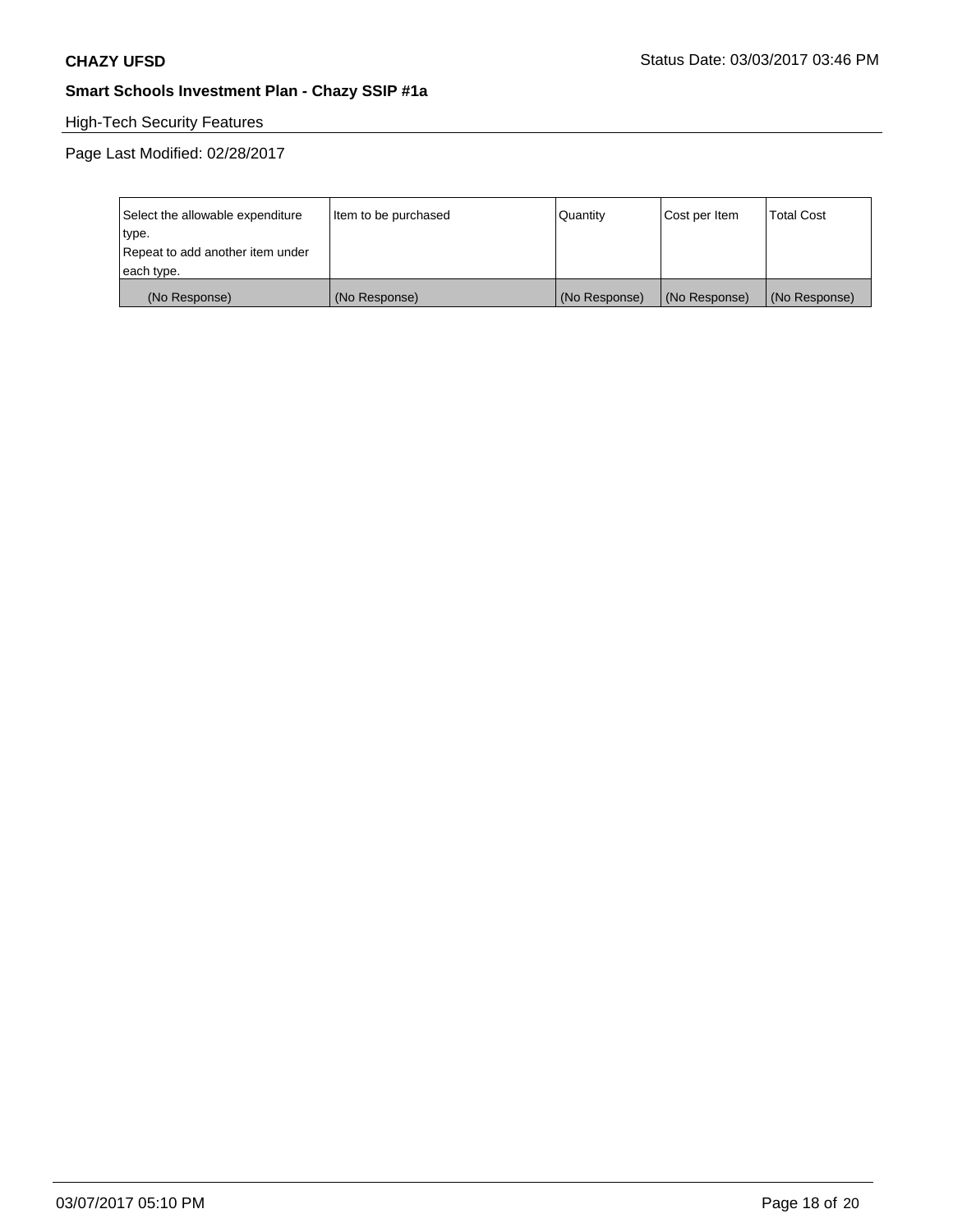**CHAZY UFSD** Status Date: 03/03/2017 03:46 PM

**Smart Schools Investment Plan - Chazy SSIP #1a**

High-Tech Security Features

Page Last Modified: 02/28/2017

| Select the allowable expenditure type. Repeat to add another item under each type. | Item to be purchased | Quantity | Cost per Item | Total Cost |
| --- | --- | --- | --- | --- |
| (No Response) | (No Response) | (No Response) | (No Response) | (No Response) |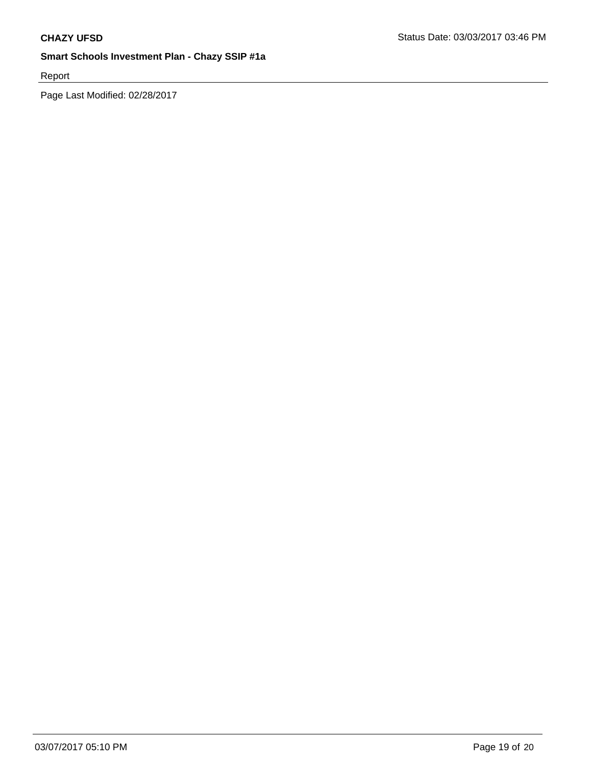Report

Page Last Modified: 02/28/2017